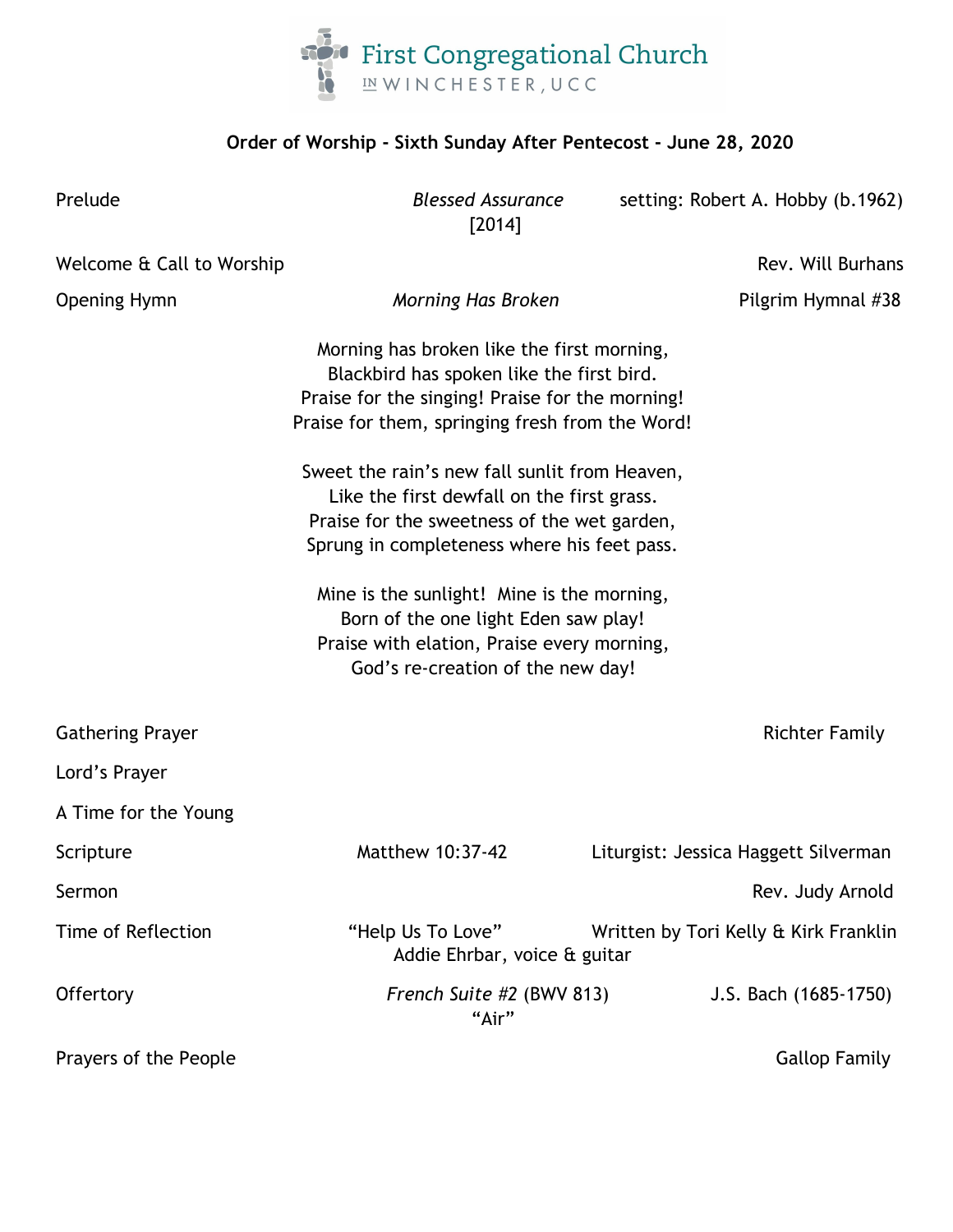First Congregational Church

IN WINCHESTER, UCC

**Order of Worship - Sixth Sunday After Pentecost - June 28, 2020**

Prelude — *Blessed Assurance* [2014] — setting: Robert A. Hobby (b.1962)

Welcome & Call to Worship — Rev. Will Burhans

Opening Hymn — *Morning Has Broken* — Pilgrim Hymnal #38

Morning has broken like the first morning,
Blackbird has spoken like the first bird.
Praise for the singing! Praise for the morning!
Praise for them, springing fresh from the Word!

Sweet the rain's new fall sunlit from Heaven,
Like the first dewfall on the first grass.
Praise for the sweetness of the wet garden,
Sprung in completeness where his feet pass.

Mine is the sunlight! Mine is the morning,
Born of the one light Eden saw play!
Praise with elation, Praise every morning,
God's re-creation of the new day!

Gathering Prayer — Richter Family

Lord's Prayer

A Time for the Young

Scripture — Matthew 10:37-42 — Liturgist: Jessica Haggett Silverman

Sermon — Rev. Judy Arnold

Time of Reflection — "Help Us To Love" — Written by Tori Kelly & Kirk Franklin
Addie Ehrbar, voice & guitar

Offertory — *French Suite #2* (BWV 813) "Air" — J.S. Bach (1685-1750)

Prayers of the People — Gallop Family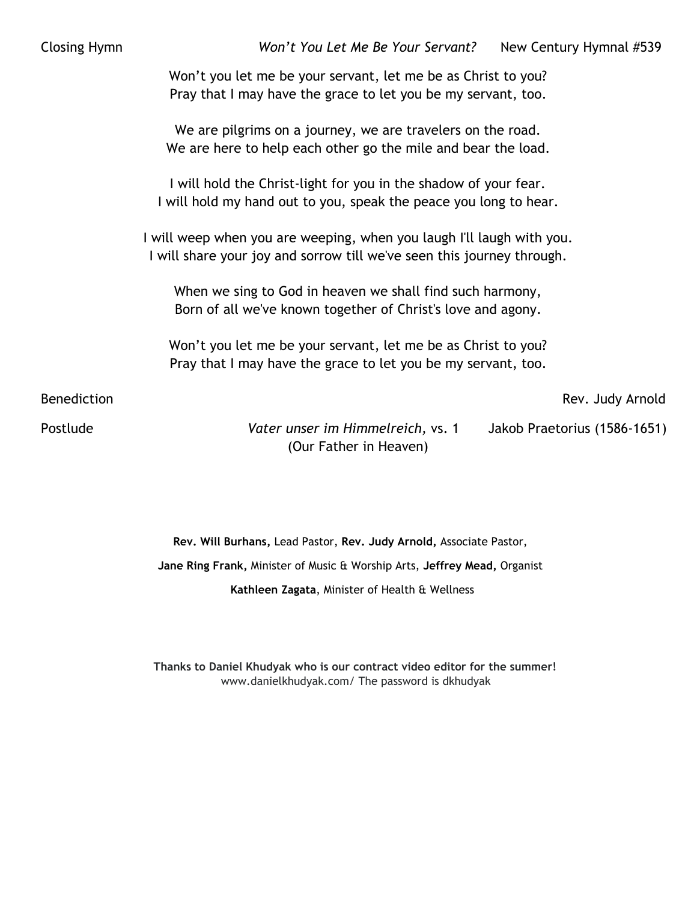Closing Hymn *Won't You Let Me Be Your Servant?* New Century Hymnal #539

Won't you let me be your servant, let me be as Christ to you?
Pray that I may have the grace to let you be my servant, too.

We are pilgrims on a journey, we are travelers on the road.
We are here to help each other go the mile and bear the load.

I will hold the Christ-light for you in the shadow of your fear.
I will hold my hand out to you, speak the peace you long to hear.

I will weep when you are weeping, when you laugh I'll laugh with you.
I will share your joy and sorrow till we've seen this journey through.

When we sing to God in heaven we shall find such harmony,
Born of all we've known together of Christ's love and agony.

Won't you let me be your servant, let me be as Christ to you?
Pray that I may have the grace to let you be my servant, too.

Benediction Rev. Judy Arnold

Postlude *Vater unser im Himmelreich,* vs. 1 (Our Father in Heaven) Jakob Praetorius (1586-1651)

**Rev. Will Burhans,** Lead Pastor, **Rev. Judy Arnold,** Associate Pastor,

**Jane Ring Frank,** Minister of Music & Worship Arts, **Jeffrey Mead,** Organist

**Kathleen Zagata**, Minister of Health & Wellness

**Thanks to Daniel Khudyak who is our contract video editor for the summer!**
www.danielkhudyak.com/ The password is dkhudyak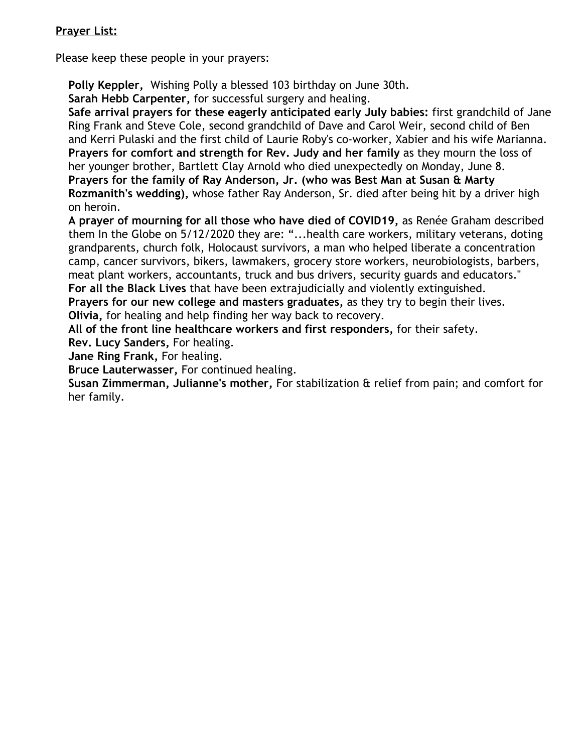**<u>Prayer List:</u>**

Please keep these people in your prayers:

**Polly Keppler,** Wishing Polly a blessed 103 birthday on June 30th.
**Sarah Hebb Carpenter,** for successful surgery and healing.
**Safe arrival prayers for these eagerly anticipated early July babies:** first grandchild of Jane Ring Frank and Steve Cole, second grandchild of Dave and Carol Weir, second child of Ben and Kerri Pulaski and the first child of Laurie Roby's co-worker, Xabier and his wife Marianna.
**Prayers for comfort and strength for Rev. Judy and her family** as they mourn the loss of her younger brother, Bartlett Clay Arnold who died unexpectedly on Monday, June 8.
**Prayers for the family of Ray Anderson, Jr. (who was Best Man at Susan & Marty Rozmanith's wedding),** whose father Ray Anderson, Sr. died after being hit by a driver high on heroin.
**A prayer of mourning for all those who have died of COVID19,** as Renée Graham described them In the Globe on 5/12/2020 they are: "...health care workers, military veterans, doting grandparents, church folk, Holocaust survivors, a man who helped liberate a concentration camp, cancer survivors, bikers, lawmakers, grocery store workers, neurobiologists, barbers, meat plant workers, accountants, truck and bus drivers, security guards and educators."
**For all the Black Lives** that have been extrajudicially and violently extinguished.
**Prayers for our new college and masters graduates,** as they try to begin their lives.
**Olivia,** for healing and help finding her way back to recovery.
**All of the front line healthcare workers and first responders,** for their safety.
**Rev. Lucy Sanders,** For healing.
**Jane Ring Frank,** For healing.
**Bruce Lauterwasser,** For continued healing.
**Susan Zimmerman, Julianne's mother,** For stabilization & relief from pain; and comfort for her family.